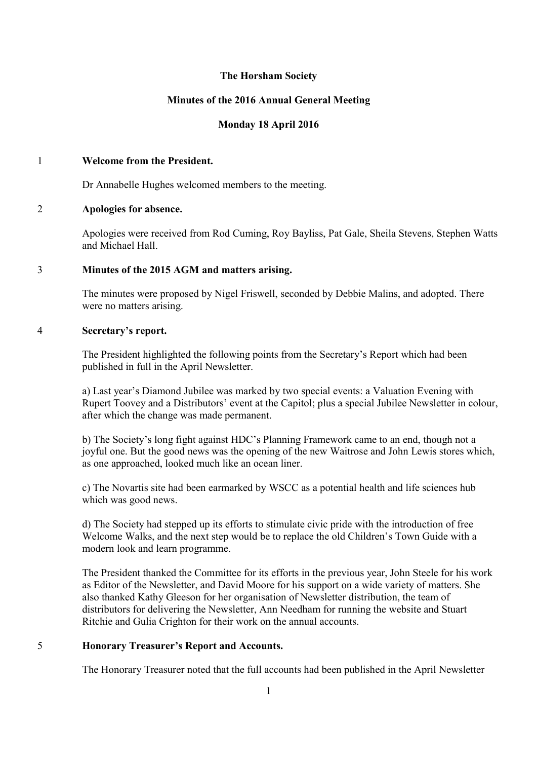# The Horsham Society

## Minutes of the 2016 Annual General Meeting

### Monday 18 April 2016

1 **Welcome from the President.**

Dr Annabelle Hughes welcomed members to the meeting.

2 **Apologies for absence.**

Apologies were received from Rod Cuming, Roy Bayliss, Pat Gale, Sheila Stevens, Stephen Watts and Michael Hall.

3 **Minutes of the 2015 AGM and matters arising.**

The minutes were proposed by Nigel Friswell, seconded by Debbie Malins, and adopted. There were no matters arising.

4 **Secretary's report.**

The President highlighted the following points from the Secretary's Report which had been published in full in the April Newsletter.

a) Last year's Diamond Jubilee was marked by two special events: a Valuation Evening with Rupert Toovey and a Distributors' event at the Capitol; plus a special Jubilee Newsletter in colour, after which the change was made permanent.

b) The Society's long fight against HDC's Planning Framework came to an end, though not a joyful one. But the good news was the opening of the new Waitrose and John Lewis stores which, as one approached, looked much like an ocean liner.

c) The Novartis site had been earmarked by WSCC as a potential health and life sciences hub which was good news.

d) The Society had stepped up its efforts to stimulate civic pride with the introduction of free Welcome Walks, and the next step would be to replace the old Children's Town Guide with a modern look and learn programme.

The President thanked the Committee for its efforts in the previous year, John Steele for his work as Editor of the Newsletter, and David Moore for his support on a wide variety of matters. She also thanked Kathy Gleeson for her organisation of Newsletter distribution, the team of distributors for delivering the Newsletter, Ann Needham for running the website and Stuart Ritchie and Gulia Crighton for their work on the annual accounts.

5 **Honorary Treasurer's Report and Accounts.**

The Honorary Treasurer noted that the full accounts had been published in the April Newsletter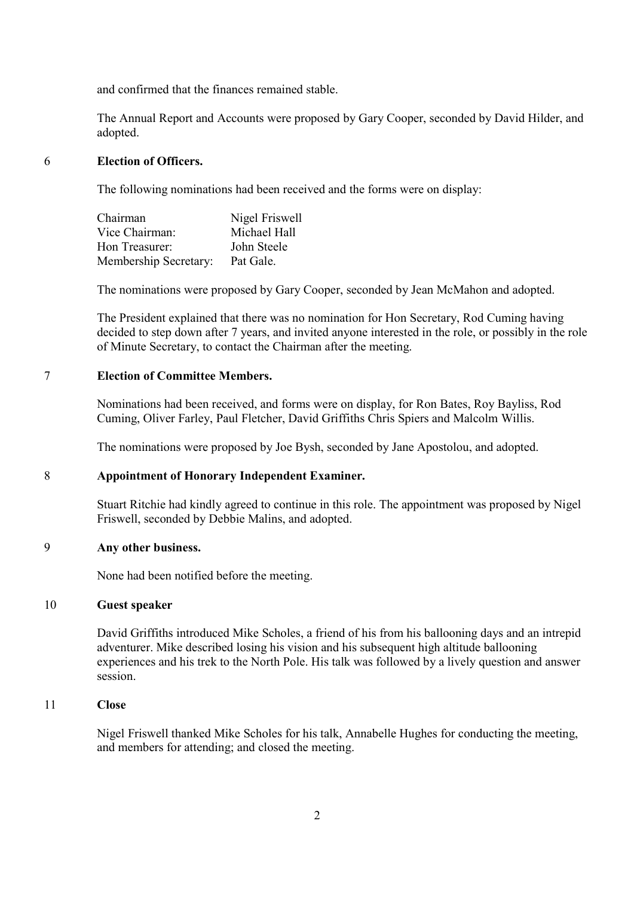and confirmed that the finances remained stable.

The Annual Report and Accounts were proposed by Gary Cooper, seconded by David Hilder, and adopted.

## 6 Election of Officers.

The following nominations had been received and the forms were on display:

| | |
|---|---|
| Chairman | Nigel Friswell |
| Vice Chairman: | Michael Hall |
| Hon Treasurer: | John Steele |
| Membership Secretary: | Pat Gale. |

The nominations were proposed by Gary Cooper, seconded by Jean McMahon and adopted.

The President explained that there was no nomination for Hon Secretary, Rod Cuming having decided to step down after 7 years, and invited anyone interested in the role, or possibly in the role of Minute Secretary, to contact the Chairman after the meeting.

## 7 Election of Committee Members.

Nominations had been received, and forms were on display, for Ron Bates, Roy Bayliss, Rod Cuming, Oliver Farley, Paul Fletcher, David Griffiths Chris Spiers and Malcolm Willis.

The nominations were proposed by Joe Bysh, seconded by Jane Apostolou, and adopted.

## 8 Appointment of Honorary Independent Examiner.

Stuart Ritchie had kindly agreed to continue in this role. The appointment was proposed by Nigel Friswell, seconded by Debbie Malins, and adopted.

## 9 Any other business.

None had been notified before the meeting.

## 10 Guest speaker

David Griffiths introduced Mike Scholes, a friend of his from his ballooning days and an intrepid adventurer. Mike described losing his vision and his subsequent high altitude ballooning experiences and his trek to the North Pole. His talk was followed by a lively question and answer session.

## 11 Close

Nigel Friswell thanked Mike Scholes for his talk, Annabelle Hughes for conducting the meeting, and members for attending; and closed the meeting.